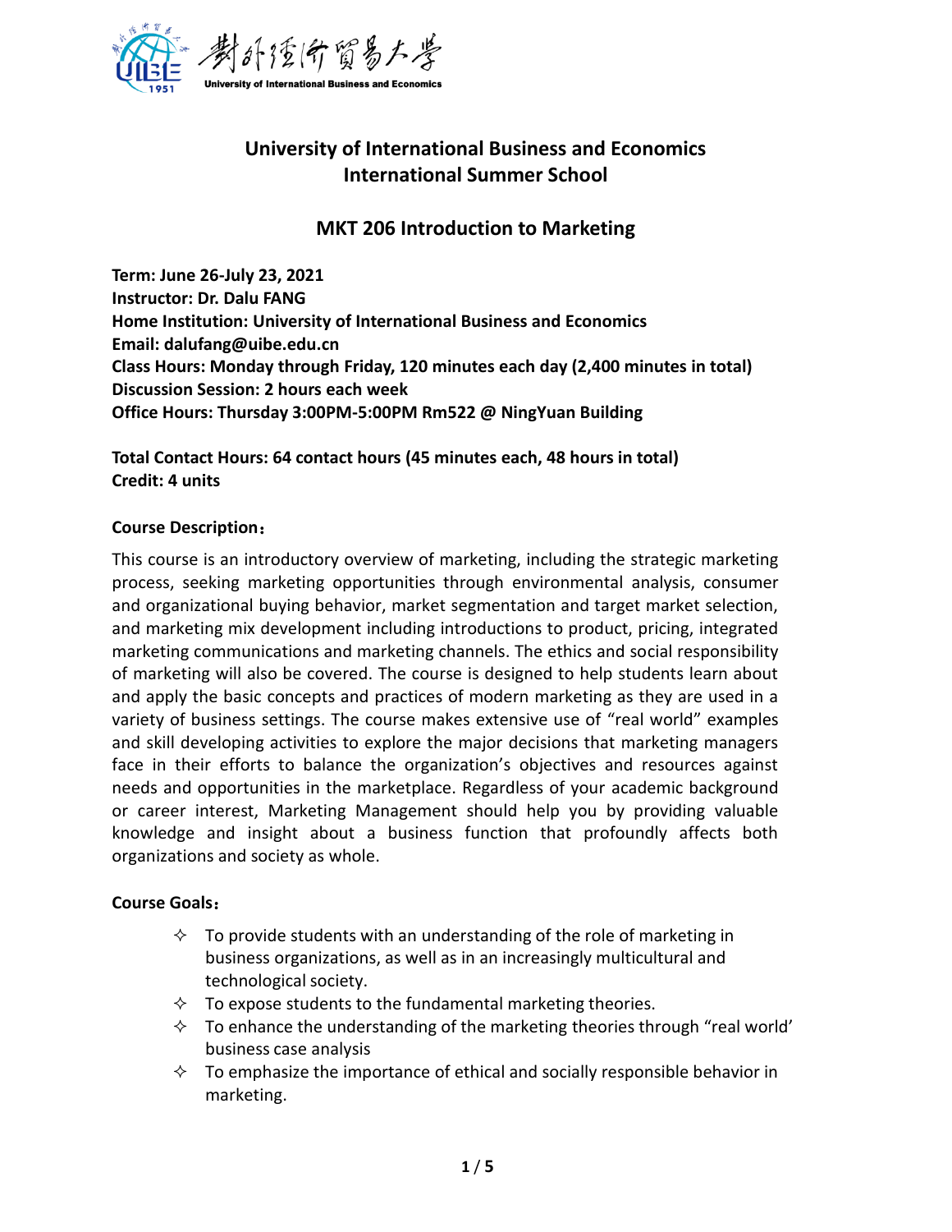對外經濟貿易大學
University of International Business and Economics

# University of International Business and Economics
# International Summer School

## MKT 206 Introduction to Marketing

**Term: June 26-July 23, 2021**
**Instructor: Dr. Dalu FANG**
**Home Institution: University of International Business and Economics**
**Email: dalufang@uibe.edu.cn**
**Class Hours: Monday through Friday, 120 minutes each day (2,400 minutes in total)**
**Discussion Session: 2 hours each week**
**Office Hours: Thursday 3:00PM-5:00PM Rm522 @ NingYuan Building**

**Total Contact Hours: 64 contact hours (45 minutes each, 48 hours in total)**
**Credit: 4 units**

**Course Description：**

This course is an introductory overview of marketing, including the strategic marketing process, seeking marketing opportunities through environmental analysis, consumer and organizational buying behavior, market segmentation and target market selection, and marketing mix development including introductions to product, pricing, integrated marketing communications and marketing channels. The ethics and social responsibility of marketing will also be covered. The course is designed to help students learn about and apply the basic concepts and practices of modern marketing as they are used in a variety of business settings. The course makes extensive use of "real world" examples and skill developing activities to explore the major decisions that marketing managers face in their efforts to balance the organization's objectives and resources against needs and opportunities in the marketplace. Regardless of your academic background or career interest, Marketing Management should help you by providing valuable knowledge and insight about a business function that profoundly affects both organizations and society as whole.

**Course Goals：**

- ✧ To provide students with an understanding of the role of marketing in business organizations, as well as in an increasingly multicultural and technological society.
- ✧ To expose students to the fundamental marketing theories.
- ✧ To enhance the understanding of the marketing theories through "real world' business case analysis
- ✧ To emphasize the importance of ethical and socially responsible behavior in marketing.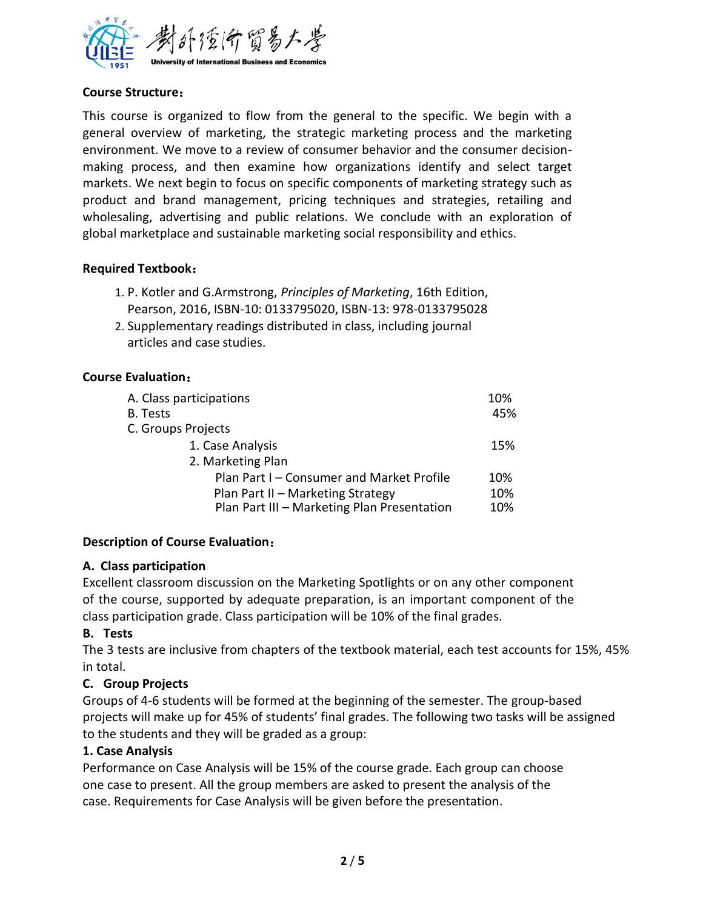**Course Structure：**

This course is organized to flow from the general to the specific. We begin with a general overview of marketing, the strategic marketing process and the marketing environment. We move to a review of consumer behavior and the consumer decision-making process, and then examine how organizations identify and select target markets. We next begin to focus on specific components of marketing strategy such as product and brand management, pricing techniques and strategies, retailing and wholesaling, advertising and public relations. We conclude with an exploration of global marketplace and sustainable marketing social responsibility and ethics.

**Required Textbook：**

1. P. Kotler and G.Armstrong, *Principles of Marketing*, 16th Edition, Pearson, 2016, ISBN-10: 0133795020, ISBN-13: 978-0133795028
2. Supplementary readings distributed in class, including journal articles and case studies.

**Course Evaluation：**

| Component | Weight |
|---|---|
| A. Class participations | 10% |
| B. Tests | 45% |
| C. Groups Projects | |
| 1. Case Analysis | 15% |
| 2. Marketing Plan | |
| Plan Part I – Consumer and Market Profile | 10% |
| Plan Part II – Marketing Strategy | 10% |
| Plan Part III – Marketing Plan Presentation | 10% |

**Description of Course Evaluation：**

**A. Class participation**

Excellent classroom discussion on the Marketing Spotlights or on any other component of the course, supported by adequate preparation, is an important component of the class participation grade. Class participation will be 10% of the final grades.

**B. Tests**

The 3 tests are inclusive from chapters of the textbook material, each test accounts for 15%, 45% in total.

**C. Group Projects**

Groups of 4-6 students will be formed at the beginning of the semester. The group-based projects will make up for 45% of students' final grades. The following two tasks will be assigned to the students and they will be graded as a group:

**1. Case Analysis**

Performance on Case Analysis will be 15% of the course grade. Each group can choose one case to present. All the group members are asked to present the analysis of the case. Requirements for Case Analysis will be given before the presentation.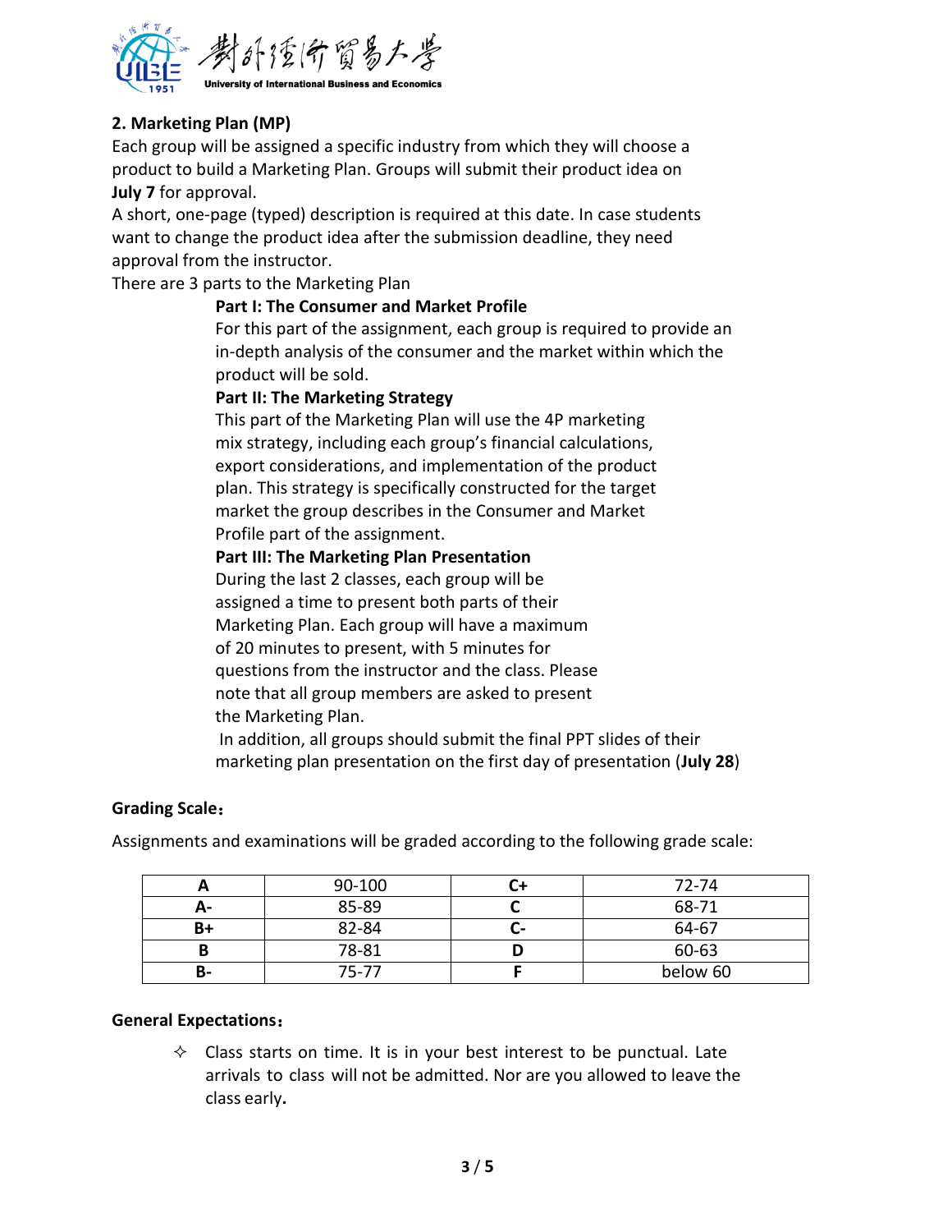**2. Marketing Plan (MP)**

Each group will be assigned a specific industry from which they will choose a product to build a Marketing Plan. Groups will submit their product idea on **July 7** for approval.

A short, one-page (typed) description is required at this date. In case students want to change the product idea after the submission deadline, they need approval from the instructor.

There are 3 parts to the Marketing Plan

**Part I: The Consumer and Market Profile**

For this part of the assignment, each group is required to provide an in-depth analysis of the consumer and the market within which the product will be sold.

**Part II: The Marketing Strategy**

This part of the Marketing Plan will use the 4P marketing mix strategy, including each group's financial calculations, export considerations, and implementation of the product plan. This strategy is specifically constructed for the target market the group describes in the Consumer and Market Profile part of the assignment.

**Part III: The Marketing Plan Presentation**

During the last 2 classes, each group will be assigned a time to present both parts of their Marketing Plan. Each group will have a maximum of 20 minutes to present, with 5 minutes for questions from the instructor and the class. Please note that all group members are asked to present the Marketing Plan.

In addition, all groups should submit the final PPT slides of their marketing plan presentation on the first day of presentation (**July 28**)

**Grading Scale：**

Assignments and examinations will be graded according to the following grade scale:

| A | 90-100 | C+ | 72-74 |
|---|---|---|---|
| A- | 85-89 | C | 68-71 |
| B+ | 82-84 | C- | 64-67 |
| B | 78-81 | D | 60-63 |
| B- | 75-77 | F | below 60 |

**General Expectations：**

- Class starts on time. It is in your best interest to be punctual. Late arrivals to class will not be admitted. Nor are you allowed to leave the class early**.**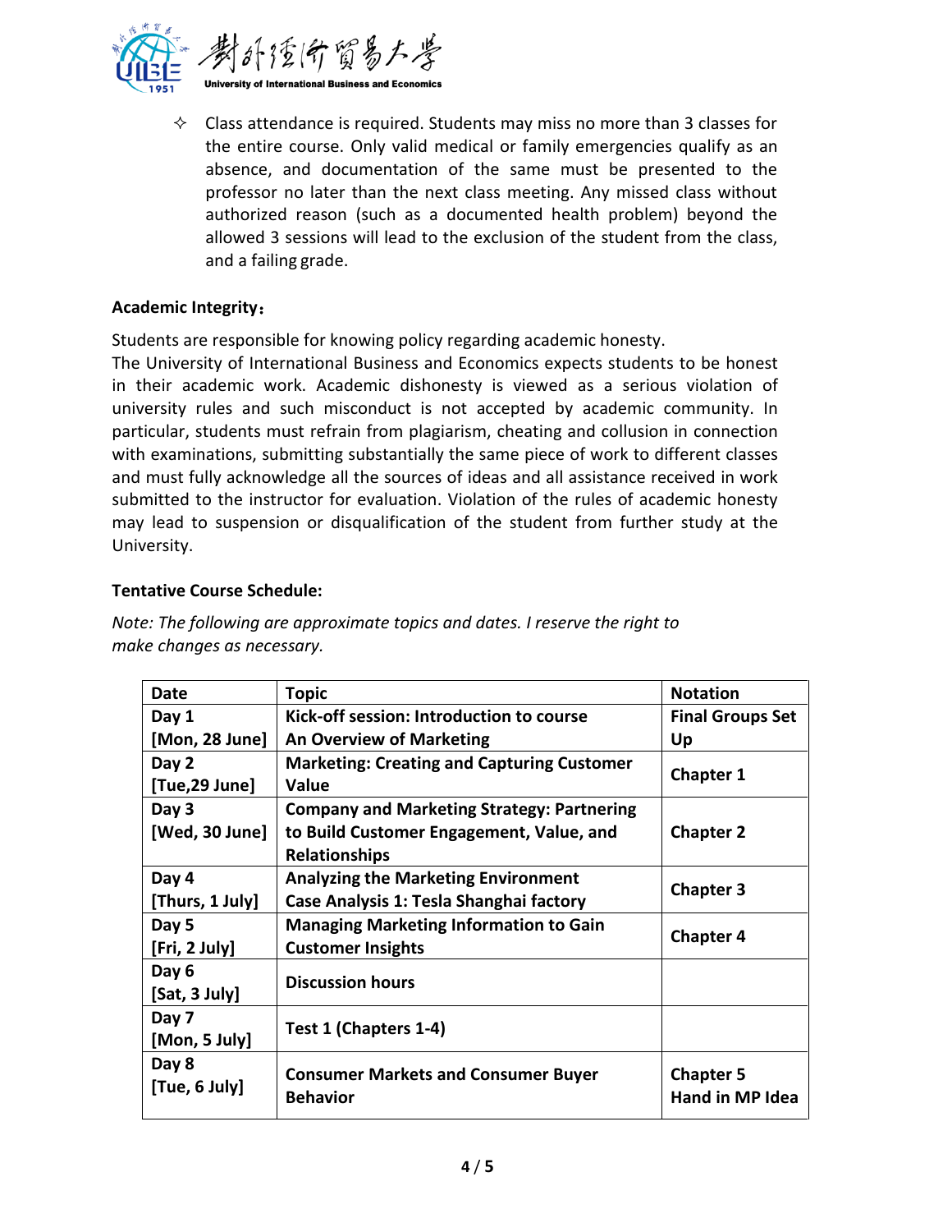- ✧ Class attendance is required. Students may miss no more than 3 classes for the entire course. Only valid medical or family emergencies qualify as an absence, and documentation of the same must be presented to the professor no later than the next class meeting. Any missed class without authorized reason (such as a documented health problem) beyond the allowed 3 sessions will lead to the exclusion of the student from the class, and a failing grade.

**Academic Integrity：**

Students are responsible for knowing policy regarding academic honesty.
The University of International Business and Economics expects students to be honest in their academic work. Academic dishonesty is viewed as a serious violation of university rules and such misconduct is not accepted by academic community. In particular, students must refrain from plagiarism, cheating and collusion in connection with examinations, submitting substantially the same piece of work to different classes and must fully acknowledge all the sources of ideas and all assistance received in work submitted to the instructor for evaluation. Violation of the rules of academic honesty may lead to suspension or disqualification of the student from further study at the University.

**Tentative Course Schedule:**

*Note: The following are approximate topics and dates. I reserve the right to make changes as necessary.*

| Date | Topic | Notation |
|---|---|---|
| **Day 1 [Mon, 28 June]** | **Kick-off session: Introduction to course An Overview of Marketing** | **Final Groups Set Up** |
| **Day 2 [Tue,29 June]** | **Marketing: Creating and Capturing Customer Value** | **Chapter 1** |
| **Day 3 [Wed, 30 June]** | **Company and Marketing Strategy: Partnering to Build Customer Engagement, Value, and Relationships** | **Chapter 2** |
| **Day 4 [Thurs, 1 July]** | **Analyzing the Marketing Environment Case Analysis 1: Tesla Shanghai factory** | **Chapter 3** |
| **Day 5 [Fri, 2 July]** | **Managing Marketing Information to Gain Customer Insights** | **Chapter 4** |
| **Day 6 [Sat, 3 July]** | **Discussion hours** | |
| **Day 7 [Mon, 5 July]** | **Test 1 (Chapters 1-4)** | |
| **Day 8 [Tue, 6 July]** | **Consumer Markets and Consumer Buyer Behavior** | **Chapter 5 Hand in MP Idea** |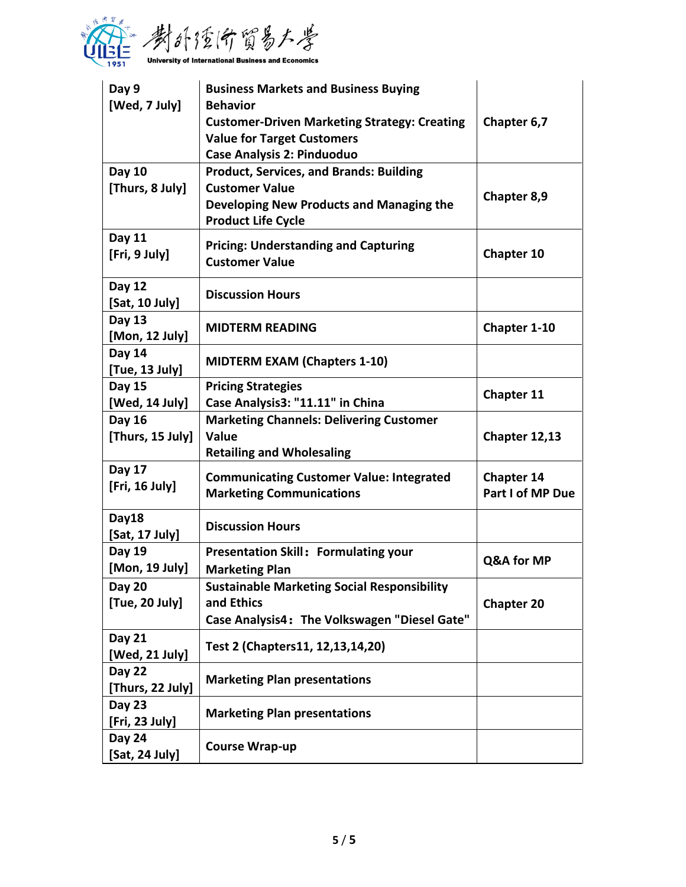| | | |
|---|---|---|
| **Day 9 [Wed, 7 July]** | **Business Markets and Business Buying Behavior**<br>**Customer-Driven Marketing Strategy: Creating Value for Target Customers**<br>**Case Analysis 2: Pinduoduo** | **Chapter 6,7** |
| **Day 10 [Thurs, 8 July]** | **Product, Services, and Brands: Building Customer Value**<br>**Developing New Products and Managing the Product Life Cycle** | **Chapter 8,9** |
| **Day 11 [Fri, 9 July]** | **Pricing: Understanding and Capturing Customer Value** | **Chapter 10** |
| **Day 12 [Sat, 10 July]** | **Discussion Hours** | |
| **Day 13 [Mon, 12 July]** | **MIDTERM READING** | **Chapter 1-10** |
| **Day 14 [Tue, 13 July]** | **MIDTERM EXAM (Chapters 1-10)** | |
| **Day 15 [Wed, 14 July]** | **Pricing Strategies**<br>**Case Analysis3: "11.11" in China** | **Chapter 11** |
| **Day 16 [Thurs, 15 July]** | **Marketing Channels: Delivering Customer Value**<br>**Retailing and Wholesaling** | **Chapter 12,13** |
| **Day 17 [Fri, 16 July]** | **Communicating Customer Value: Integrated Marketing Communications** | **Chapter 14**<br>**Part I of MP Due** |
| **Day18 [Sat, 17 July]** | **Discussion Hours** | |
| **Day 19 [Mon, 19 July]** | **Presentation Skill：Formulating your Marketing Plan** | **Q&A for MP** |
| **Day 20 [Tue, 20 July]** | **Sustainable Marketing Social Responsibility and Ethics**<br>**Case Analysis4：The Volkswagen "Diesel Gate"** | **Chapter 20** |
| **Day 21 [Wed, 21 July]** | **Test 2 (Chapters11, 12,13,14,20)** | |
| **Day 22 [Thurs, 22 July]** | **Marketing Plan presentations** | |
| **Day 23 [Fri, 23 July]** | **Marketing Plan presentations** | |
| **Day 24 [Sat, 24 July]** | **Course Wrap-up** | |